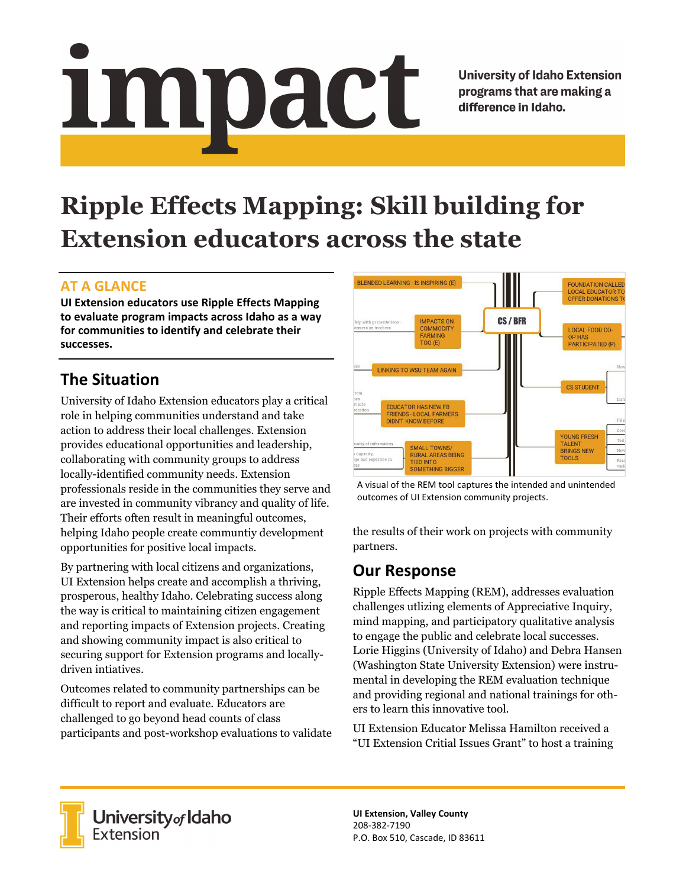# impact

University of Idaho Extension programs that are making a difference in Idaho.

# Ripple Effects Mapping: Skill building for Extension educators across the state

## AT A GLANCE

**UI Extension educators use Ripple Effects Mapping to evaluate program impacts across Idaho as a way for communities to identify and celebrate their successes.**

## The Situation

University of Idaho Extension educators play a critical role in helping communities understand and take action to address their local challenges. Extension provides educational opportunities and leadership, collaborating with community groups to address locally-identified community needs. Extension professionals reside in the communities they serve and are invested in community vibrancy and quality of life. Their efforts often result in meaningful outcomes, helping Idaho people create communtiy development opportunities for positive local impacts.

By partnering with local citizens and organizations, UI Extension helps create and accomplish a thriving, prosperous, healthy Idaho. Celebrating success along the way is critical to maintaining citizen engagement and reporting impacts of Extension projects. Creating and showing community impact is also critical to securing support for Extension programs and locally-driven intiatives.

Outcomes related to community partnerships can be difficult to report and evaluate. Educators are challenged to go beyond head counts of class participants and post-workshop evaluations to validate the results of their work on projects with community partners.

A visual of the REM tool captures the intended and unintended outcomes of UI Extension community projects.

## Our Response

Ripple Effects Mapping (REM), addresses evaluation challenges utlizing elements of Appreciative Inquiry, mind mapping, and participatory qualitative analysis to engage the public and celebrate local successes. Lorie Higgins (University of Idaho) and Debra Hansen (Washington State University Extension) were instrumental in developing the REM evaluation technique and providing regional and national trainings for others to learn this innovative tool.

UI Extension Educator Melissa Hamilton received a "UI Extension Critial Issues Grant" to host a training

University of Idaho Extension

**UI Extension, Valley County**
208-382-7190
P.O. Box 510, Cascade, ID 83611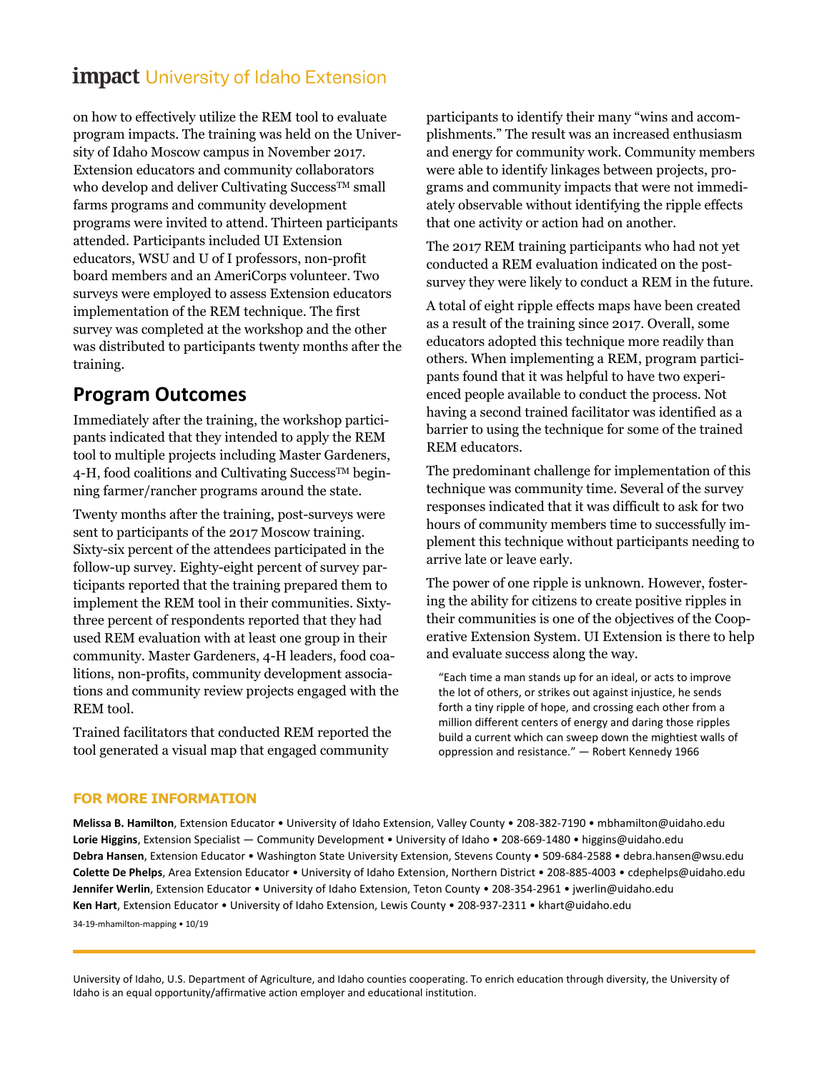on how to effectively utilize the REM tool to evaluate program impacts. The training was held on the University of Idaho Moscow campus in November 2017. Extension educators and community collaborators who develop and deliver Cultivating Success™ small farms programs and community development programs were invited to attend. Thirteen participants attended. Participants included UI Extension educators, WSU and U of I professors, non-profit board members and an AmeriCorps volunteer. Two surveys were employed to assess Extension educators implementation of the REM technique. The first survey was completed at the workshop and the other was distributed to participants twenty months after the training.

## Program Outcomes

Immediately after the training, the workshop participants indicated that they intended to apply the REM tool to multiple projects including Master Gardeners, 4-H, food coalitions and Cultivating Success™ beginning farmer/rancher programs around the state.

Twenty months after the training, post-surveys were sent to participants of the 2017 Moscow training. Sixty-six percent of the attendees participated in the follow-up survey. Eighty-eight percent of survey participants reported that the training prepared them to implement the REM tool in their communities. Sixty-three percent of respondents reported that they had used REM evaluation with at least one group in their community. Master Gardeners, 4-H leaders, food coalitions, non-profits, community development associations and community review projects engaged with the REM tool.

Trained facilitators that conducted REM reported the tool generated a visual map that engaged community participants to identify their many "wins and accomplishments." The result was an increased enthusiasm and energy for community work. Community members were able to identify linkages between projects, programs and community impacts that were not immediately observable without identifying the ripple effects that one activity or action had on another.

The 2017 REM training participants who had not yet conducted a REM evaluation indicated on the post-survey they were likely to conduct a REM in the future.

A total of eight ripple effects maps have been created as a result of the training since 2017. Overall, some educators adopted this technique more readily than others. When implementing a REM, program participants found that it was helpful to have two experienced people available to conduct the process. Not having a second trained facilitator was identified as a barrier to using the technique for some of the trained REM educators.

The predominant challenge for implementation of this technique was community time. Several of the survey responses indicated that it was difficult to ask for two hours of community members time to successfully implement this technique without participants needing to arrive late or leave early.

The power of one ripple is unknown. However, fostering the ability for citizens to create positive ripples in their communities is one of the objectives of the Cooperative Extension System. UI Extension is there to help and evaluate success along the way.

> "Each time a man stands up for an ideal, or acts to improve the lot of others, or strikes out against injustice, he sends forth a tiny ripple of hope, and crossing each other from a million different centers of energy and daring those ripples build a current which can sweep down the mightiest walls of oppression and resistance." — Robert Kennedy 1966

### FOR MORE INFORMATION

**Melissa B. Hamilton**, Extension Educator • University of Idaho Extension, Valley County • 208-382-7190 • mbhamilton@uidaho.edu
**Lorie Higgins**, Extension Specialist — Community Development • University of Idaho • 208-669-1480 • higgins@uidaho.edu
**Debra Hansen**, Extension Educator • Washington State University Extension, Stevens County • 509-684-2588 • debra.hansen@wsu.edu
**Colette De Phelps**, Area Extension Educator • University of Idaho Extension, Northern District • 208-885-4003 • cdephelps@uidaho.edu
**Jennifer Werlin**, Extension Educator • University of Idaho Extension, Teton County • 208-354-2961 • jwerlin@uidaho.edu
**Ken Hart**, Extension Educator • University of Idaho Extension, Lewis County • 208-937-2311 • khart@uidaho.edu

34-19-mhamilton-mapping • 10/19

University of Idaho, U.S. Department of Agriculture, and Idaho counties cooperating. To enrich education through diversity, the University of Idaho is an equal opportunity/affirmative action employer and educational institution.